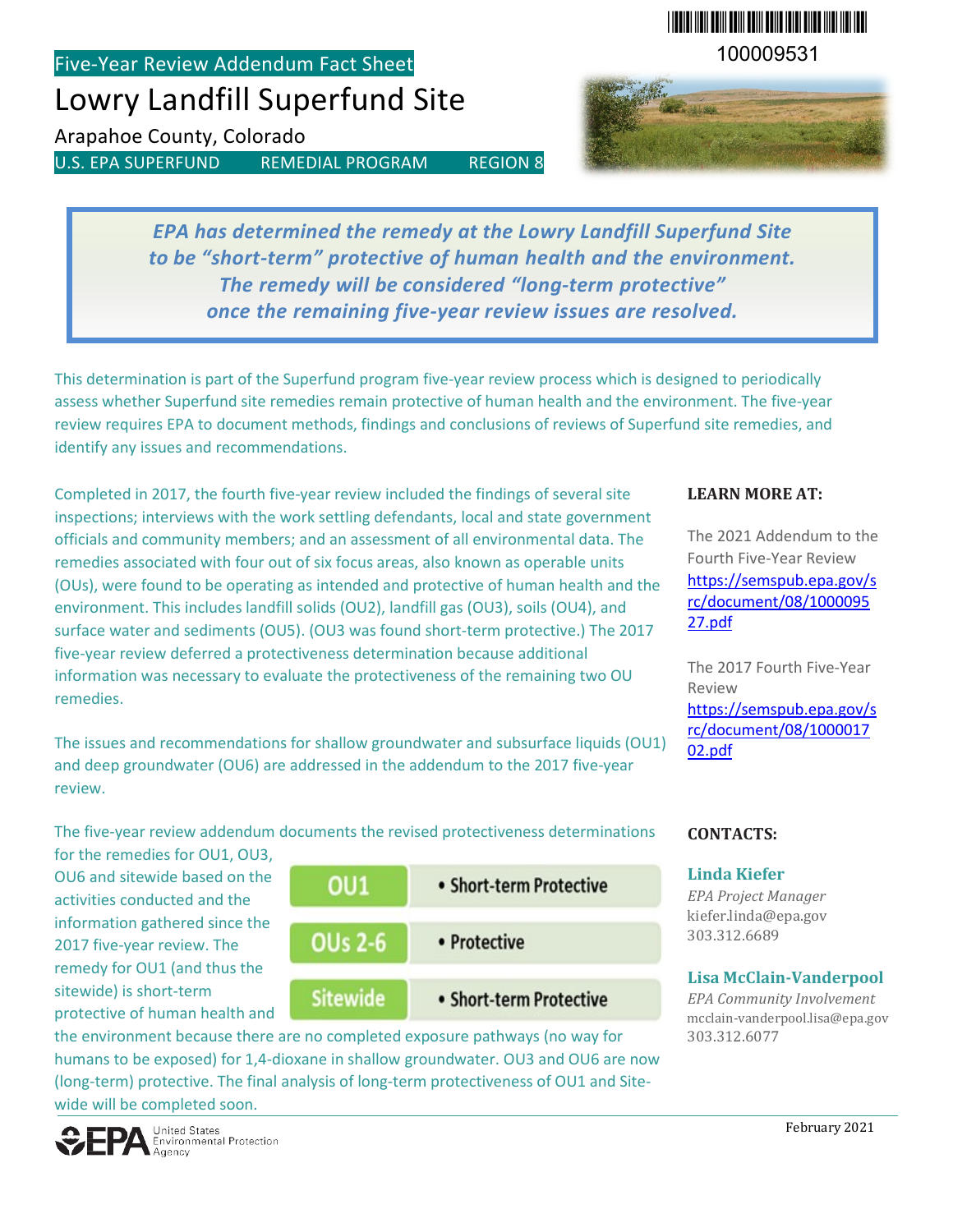100009531

Five-Year Review Addendum Fact Sheet

# Lowry Landfill Superfund Site

Arapahoe County, Colorado

U.S. EPA SUPERFUND REMEDIAL PROGRAM REGION 8

***EPA has determined the remedy at the Lowry Landfill Superfund Site to be "short-term" protective of human health and the environment. The remedy will be considered "long-term protective" once the remaining five-year review issues are resolved.***

This determination is part of the Superfund program five-year review process which is designed to periodically assess whether Superfund site remedies remain protective of human health and the environment. The five-year review requires EPA to document methods, findings and conclusions of reviews of Superfund site remedies, and identify any issues and recommendations.

Completed in 2017, the fourth five-year review included the findings of several site inspections; interviews with the work settling defendants, local and state government officials and community members; and an assessment of all environmental data. The remedies associated with four out of six focus areas, also known as operable units (OUs), were found to be operating as intended and protective of human health and the environment. This includes landfill solids (OU2), landfill gas (OU3), soils (OU4), and surface water and sediments (OU5). (OU3 was found short-term protective.) The 2017 five-year review deferred a protectiveness determination because additional information was necessary to evaluate the protectiveness of the remaining two OU remedies.

The issues and recommendations for shallow groundwater and subsurface liquids (OU1) and deep groundwater (OU6) are addressed in the addendum to the 2017 five-year review.

The five-year review addendum documents the revised protectiveness determinations for the remedies for OU1, OU3, OU6 and sitewide based on the activities conducted and the information gathered since the 2017 five-year review. The remedy for OU1 (and thus the sitewide) is short-term protective of human health and the environment because there are no completed exposure pathways (no way for humans to be exposed) for 1,4-dioxane in shallow groundwater. OU3 and OU6 are now (long-term) protective. The final analysis of long-term protectiveness of OU1 and Site-wide will be completed soon.

| | |
|---|---|
| OU1 | • Short-term Protective |
| OUs 2-6 | • Protective |
| Sitewide | • Short-term Protective |

### LEARN MORE AT:

The 2021 Addendum to the Fourth Five-Year Review
https://semspub.epa.gov/src/document/08/100009527.pdf

The 2017 Fourth Five-Year Review
https://semspub.epa.gov/src/document/08/100001702.pdf

### CONTACTS:

**Linda Kiefer**
*EPA Project Manager*
kiefer.linda@epa.gov
303.312.6689

**Lisa McClain-Vanderpool**
*EPA Community Involvement*
mcclain-vanderpool.lisa@epa.gov
303.312.6077

February 2021

United States Environmental Protection Agency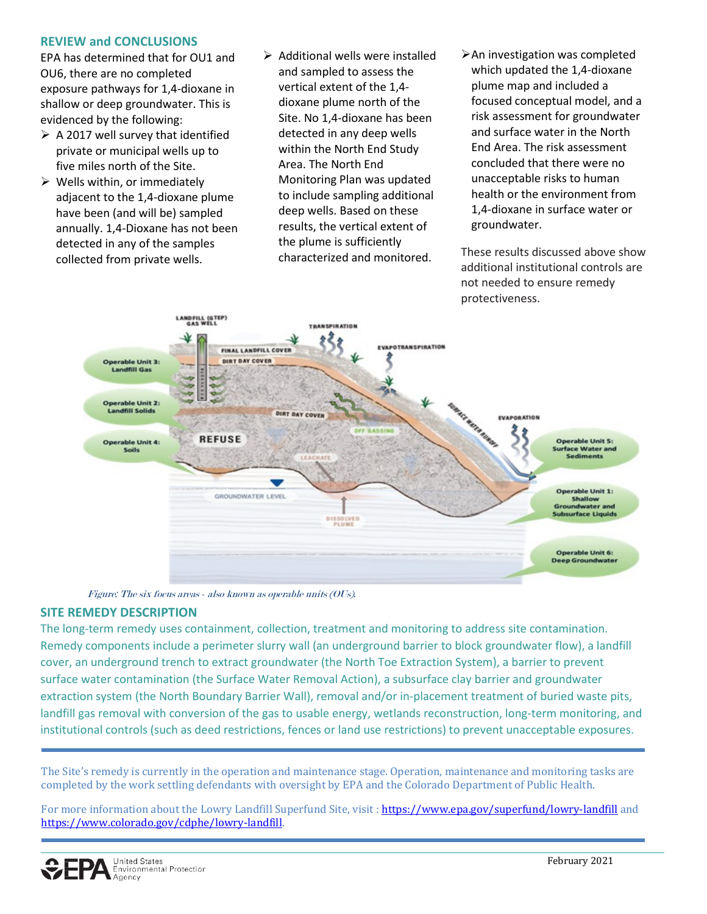## REVIEW and CONCLUSIONS

EPA has determined that for OU1 and OU6, there are no completed exposure pathways for 1,4-dioxane in shallow or deep groundwater. This is evidenced by the following:

- A 2017 well survey that identified private or municipal wells up to five miles north of the Site.
- Wells within, or immediately adjacent to the 1,4-dioxane plume have been (and will be) sampled annually. 1,4-Dioxane has not been detected in any of the samples collected from private wells.
- Additional wells were installed and sampled to assess the vertical extent of the 1,4-dioxane plume north of the Site. No 1,4-dioxane has been detected in any deep wells within the North End Study Area. The North End Monitoring Plan was updated to include sampling additional deep wells. Based on these results, the vertical extent of the plume is sufficiently characterized and monitored.
- An investigation was completed which updated the 1,4-dioxane plume map and included a focused conceptual model, and a risk assessment for groundwater and surface water in the North End Area. The risk assessment concluded that there were no unacceptable risks to human health or the environment from 1,4-dioxane in surface water or groundwater.

These results discussed above show additional institutional controls are not needed to ensure remedy protectiveness.

LANDFILL (GTEP) GAS WELL
TRANSPIRATION
EVAPOTRANSPIRATION
FINAL LANDFILL COVER
DIRT DAY COVER
Operable Unit 3: Landfill Gas
Operable Unit 2: Landfill Solids
DIRT DAY COVER
OFF GASSING
SURFACE WATER RUNOFF
EVAPORATION
Operable Unit 4: Soils
REFUSE
LEACHATE
Operable Unit 5: Surface Water and Sediments
GROUNDWATER LEVEL
DISSOLVED PLUME
Operable Unit 1: Shallow Groundwater and Subsurface Liquids
Operable Unit 6: Deep Groundwater

*Figure: The six focus areas - also known as operable units (OUs).*

## SITE REMEDY DESCRIPTION

The long-term remedy uses containment, collection, treatment and monitoring to address site contamination. Remedy components include a perimeter slurry wall (an underground barrier to block groundwater flow), a landfill cover, an underground trench to extract groundwater (the North Toe Extraction System), a barrier to prevent surface water contamination (the Surface Water Removal Action), a subsurface clay barrier and groundwater extraction system (the North Boundary Barrier Wall), removal and/or in-placement treatment of buried waste pits, landfill gas removal with conversion of the gas to usable energy, wetlands reconstruction, long-term monitoring, and institutional controls (such as deed restrictions, fences or land use restrictions) to prevent unacceptable exposures.

The Site's remedy is currently in the operation and maintenance stage. Operation, maintenance and monitoring tasks are completed by the work settling defendants with oversight by EPA and the Colorado Department of Public Health.

For more information about the Lowry Landfill Superfund Site, visit : https://www.epa.gov/superfund/lowry-landfill and https://www.colorado.gov/cdphe/lowry-landfill.

United States Environmental Protection Agency

February 2021